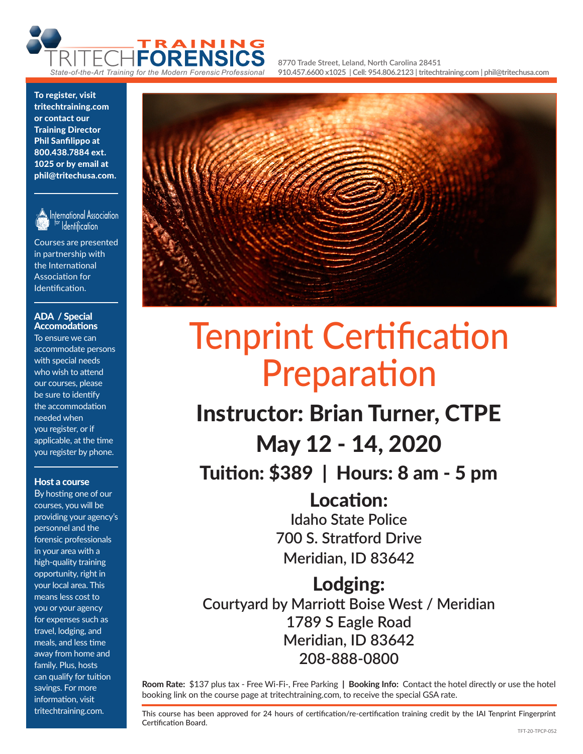# TRITECH FORENSICS TRAINING

*State-of-the-Art Training for the Modern Forensic Professional*

8770 Trade Street, Leland, North Carolina 28451
910.457.6600 x1025 | Cell: 954.806.2123 | tritechtraining.com | phil@tritechusa.com

# Tenprint Certification Preparation

## Instructor: Brian Turner, CTPE

## May 12 - 14, 2020

### Tuition: $389 | Hours: 8 am - 5 pm

### Location:

Idaho State Police
700 S. Stratford Drive
Meridian, ID 83642

### Lodging:

Courtyard by Marriott Boise West / Meridian
1789 S Eagle Road
Meridian, ID 83642
208-888-0800

**Room Rate:** $137 plus tax - Free Wi-Fi-, Free Parking | **Booking Info:** Contact the hotel directly or use the hotel booking link on the course page at tritechtraining.com, to receive the special GSA rate.

This course has been approved for 24 hours of certification/re-certification training credit by the IAI Tenprint Fingerprint Certification Board.

TFT-20-TPCP-052

---

**To register, visit tritechtraining.com or contact our Training Director Phil Sanfilippo at 800.438.7884 ext. 1025 or by email at phil@tritechusa.com.**

International Association for Identification

Courses are presented in partnership with the International Association for Identification.

**ADA / Special Accomodations**

To ensure we can accommodate persons with special needs who wish to attend our courses, please be sure to identify the accommodation needed when you register, or if applicable, at the time you register by phone.

**Host a course**

By hosting one of our courses, you will be providing your agency's personnel and the forensic professionals in your area with a high-quality training opportunity, right in your local area. This means less cost to you or your agency for expenses such as travel, lodging, and meals, and less time away from home and family. Plus, hosts can qualify for tuition savings. For more information, visit tritechtraining.com.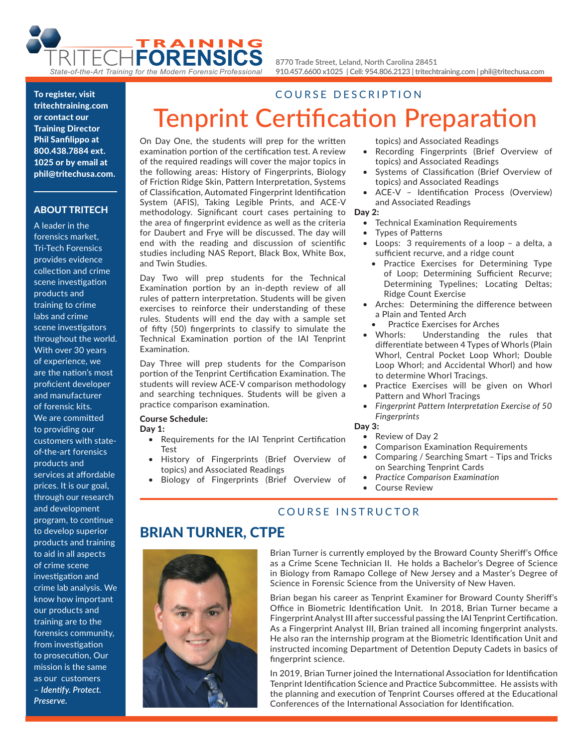TRAINING

TRITECH**FORENSICS**

*State-of-the-Art Training for the Modern Forensic Professional*

8770 Trade Street, Leland, North Carolina 28451
910.457.6600 x1025 | Cell: 954.806.2123 | tritechtraining.com | phil@tritechusa.com

**To register, visit tritechtraining.com or contact our Training Director Phil Sanfilippo at 800.438.7884 ext. 1025 or by email at phil@tritechusa.com.**

## ABOUT TRITECH

A leader in the forensics market, Tri-Tech Forensics provides evidence collection and crime scene investigation products and training to crime labs and crime scene investigators throughout the world. With over 30 years of experience, we are the nation's most proficient developer and manufacturer of forensic kits. We are committed to providing our customers with state-of-the-art forensics products and services at affordable prices. It is our goal, through our research and development program, to continue to develop superior products and training to aid in all aspects of crime scene investigation and crime lab analysis. We know how important our products and training are to the forensics community, from investigation to prosecution, Our mission is the same as our customers *– Identify. Protect. Preserve.*

COURSE DESCRIPTION

# Tenprint Certification Preparation

On Day One, the students will prep for the written examination portion of the certification test. A review of the required readings will cover the major topics in the following areas: History of Fingerprints, Biology of Friction Ridge Skin, Pattern Interpretation, Systems of Classification, Automated Fingerprint Identification System (AFIS), Taking Legible Prints, and ACE-V methodology. Significant court cases pertaining to the area of fingerprint evidence as well as the criteria for Daubert and Frye will be discussed. The day will end with the reading and discussion of scientific studies including NAS Report, Black Box, White Box, and Twin Studies.

Day Two will prep students for the Technical Examination portion by an in-depth review of all rules of pattern interpretation. Students will be given exercises to reinforce their understanding of these rules. Students will end the day with a sample set of fifty (50) fingerprints to classify to simulate the Technical Examination portion of the IAI Tenprint Examination.

Day Three will prep students for the Comparison portion of the Tenprint Certification Examination. The students will review ACE-V comparison methodology and searching techniques. Students will be given a practice comparison examination.

**Course Schedule:**

**Day 1:**

- Requirements for the IAI Tenprint Certification Test
- History of Fingerprints (Brief Overview of topics) and Associated Readings
- Biology of Fingerprints (Brief Overview of topics) and Associated Readings
- Recording Fingerprints (Brief Overview of topics) and Associated Readings
- Systems of Classification (Brief Overview of topics) and Associated Readings
- ACE-V – Identification Process (Overview) and Associated Readings

**Day 2:**

- Technical Examination Requirements
- Types of Patterns
- Loops: 3 requirements of a loop – a delta, a sufficient recurve, and a ridge count
  - Practice Exercises for Determining Type of Loop; Determining Sufficient Recurve; Determining Typelines; Locating Deltas; Ridge Count Exercise
- Arches: Determining the difference between a Plain and Tented Arch
  - Practice Exercises for Arches
- Whorls: Understanding the rules that differentiate between 4 Types of Whorls (Plain Whorl, Central Pocket Loop Whorl; Double Loop Whorl; and Accidental Whorl) and how to determine Whorl Tracings.
- Practice Exercises will be given on Whorl Pattern and Whorl Tracings
- *Fingerprint Pattern Interpretation Exercise of 50 Fingerprints*

**Day 3:**

- Review of Day 2
- Comparison Examination Requirements
- Comparing / Searching Smart – Tips and Tricks on Searching Tenprint Cards
- *Practice Comparison Examination*
- Course Review

COURSE INSTRUCTOR

## BRIAN TURNER, CTPE

Brian Turner is currently employed by the Broward County Sheriff's Office as a Crime Scene Technician II. He holds a Bachelor's Degree of Science in Biology from Ramapo College of New Jersey and a Master's Degree of Science in Forensic Science from the University of New Haven.

Brian began his career as Tenprint Examiner for Broward County Sheriff's Office in Biometric Identification Unit. In 2018, Brian Turner became a Fingerprint Analyst III after successful passing the IAI Tenprint Certification. As a Fingerprint Analyst III, Brian trained all incoming fingerprint analysts. He also ran the internship program at the Biometric Identification Unit and instructed incoming Department of Detention Deputy Cadets in basics of fingerprint science.

In 2019, Brian Turner joined the International Association for Identification Tenprint Identification Science and Practice Subcommittee. He assists with the planning and execution of Tenprint Courses offered at the Educational Conferences of the International Association for Identification.